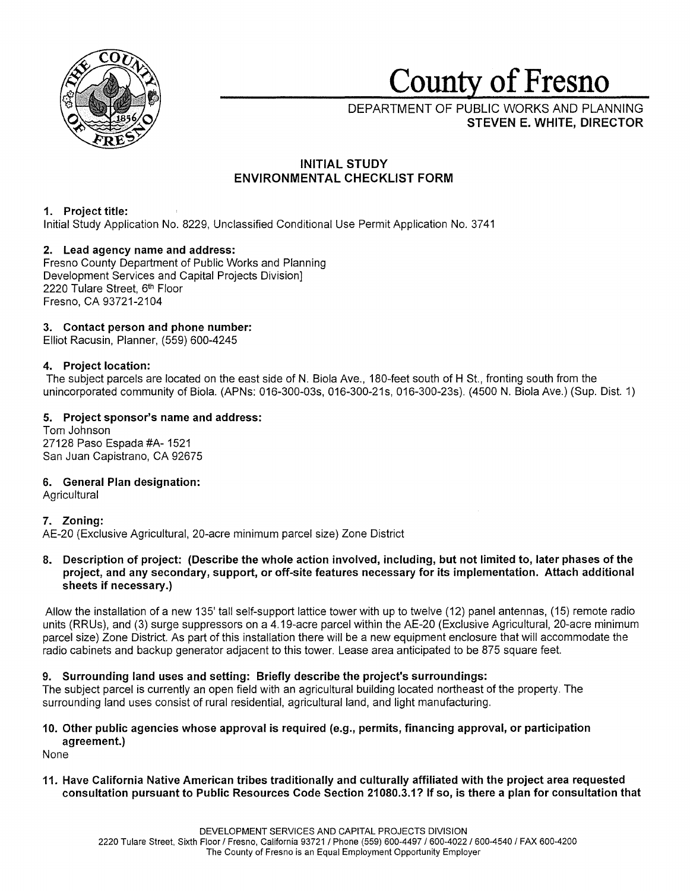# County of Fresno

DEPARTMENT OF PUBLIC WORKS AND PLANNING
**STEVEN E. WHITE, DIRECTOR**

## INITIAL STUDY
## ENVIRONMENTAL CHECKLIST FORM

**1. Project title:**
Initial Study Application No. 8229, Unclassified Conditional Use Permit Application No. 3741

**2. Lead agency name and address:**
Fresno County Department of Public Works and Planning
Development Services and Capital Projects Division]
2220 Tulare Street, 6th Floor
Fresno, CA 93721-2104

**3. Contact person and phone number:**
Elliot Racusin, Planner, (559) 600-4245

**4. Project location:**
The subject parcels are located on the east side of N. Biola Ave., 180-feet south of H St., fronting south from the unincorporated community of Biola. (APNs: 016-300-03s, 016-300-21s, 016-300-23s). (4500 N. Biola Ave.) (Sup. Dist. 1)

**5. Project sponsor's name and address:**
Tom Johnson
27128 Paso Espada #A- 1521
San Juan Capistrano, CA 92675

**6. General Plan designation:**
Agricultural

**7. Zoning:**
AE-20 (Exclusive Agricultural, 20-acre minimum parcel size) Zone District

**8. Description of project: (Describe the whole action involved, including, but not limited to, later phases of the project, and any secondary, support, or off-site features necessary for its implementation. Attach additional sheets if necessary.)**

Allow the installation of a new 135' tall self-support lattice tower with up to twelve (12) panel antennas, (15) remote radio units (RRUs), and (3) surge suppressors on a 4.19-acre parcel within the AE-20 (Exclusive Agricultural, 20-acre minimum parcel size) Zone District. As part of this installation there will be a new equipment enclosure that will accommodate the radio cabinets and backup generator adjacent to this tower. Lease area anticipated to be 875 square feet.

**9. Surrounding land uses and setting: Briefly describe the project's surroundings:**
The subject parcel is currently an open field with an agricultural building located northeast of the property. The surrounding land uses consist of rural residential, agricultural land, and light manufacturing.

**10. Other public agencies whose approval is required (e.g., permits, financing approval, or participation agreement.)**
None

**11. Have California Native American tribes traditionally and culturally affiliated with the project area requested consultation pursuant to Public Resources Code Section 21080.3.1? If so, is there a plan for consultation that**

DEVELOPMENT SERVICES AND CAPITAL PROJECTS DIVISION
2220 Tulare Street, Sixth Floor / Fresno, California 93721 / Phone (559) 600-4497 / 600-4022 / 600-4540 / FAX 600-4200
The County of Fresno is an Equal Employment Opportunity Employer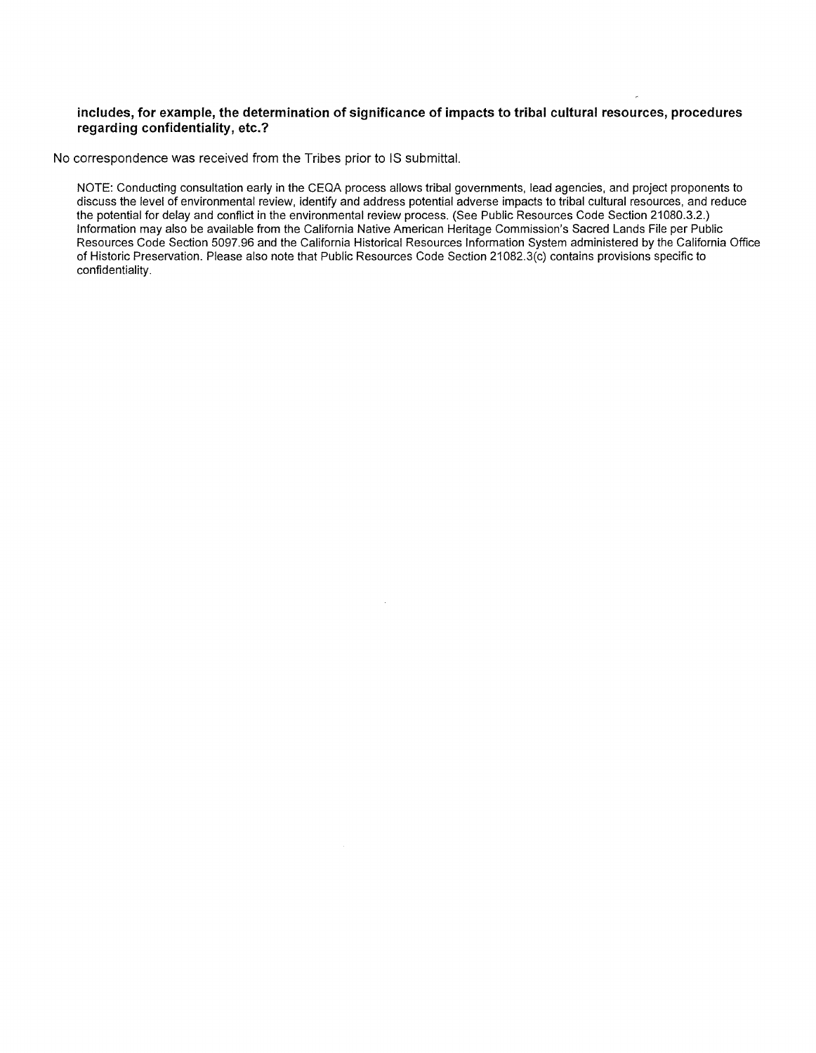**includes, for example, the determination of significance of impacts to tribal cultural resources, procedures regarding confidentiality, etc.?**

No correspondence was received from the Tribes prior to IS submittal.

NOTE: Conducting consultation early in the CEQA process allows tribal governments, lead agencies, and project proponents to discuss the level of environmental review, identify and address potential adverse impacts to tribal cultural resources, and reduce the potential for delay and conflict in the environmental review process. (See Public Resources Code Section 21080.3.2.) Information may also be available from the California Native American Heritage Commission's Sacred Lands File per Public Resources Code Section 5097.96 and the California Historical Resources Information System administered by the California Office of Historic Preservation. Please also note that Public Resources Code Section 21082.3(c) contains provisions specific to confidentiality.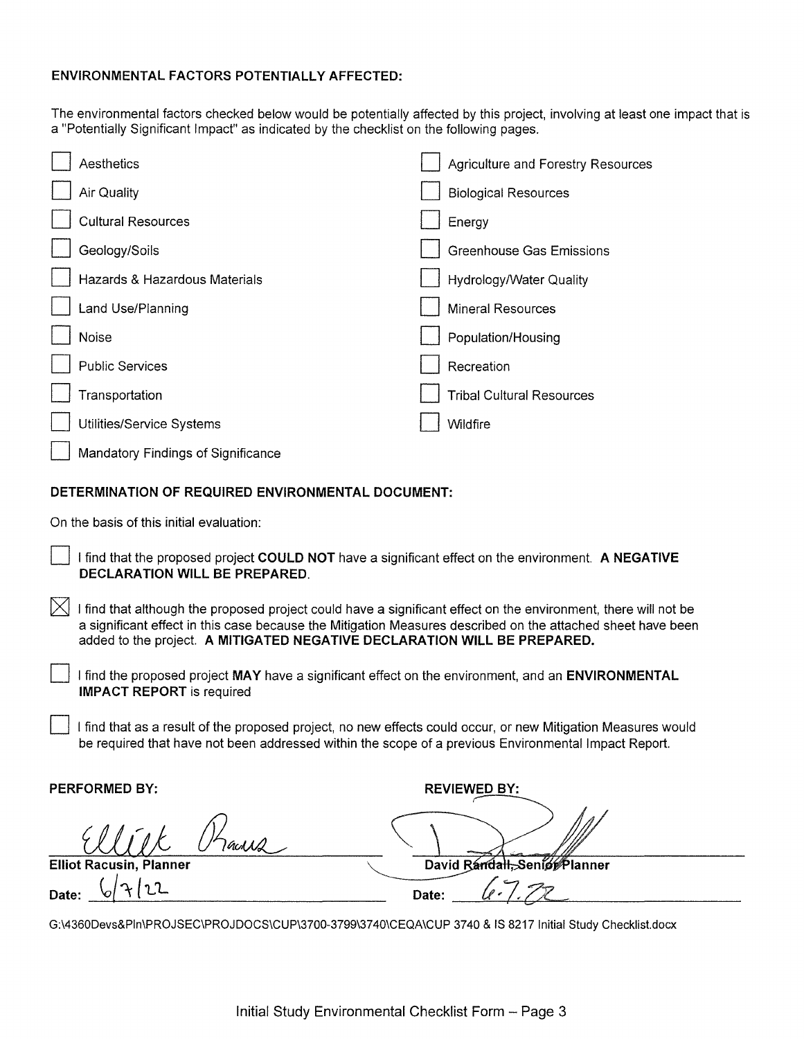## ENVIRONMENTAL FACTORS POTENTIALLY AFFECTED:

The environmental factors checked below would be potentially affected by this project, involving at least one impact that is a "Potentially Significant Impact" as indicated by the checklist on the following pages.

- ☐ Aesthetics
- ☐ Agriculture and Forestry Resources
- ☐ Air Quality
- ☐ Biological Resources
- ☐ Cultural Resources
- ☐ Energy
- ☐ Geology/Soils
- ☐ Greenhouse Gas Emissions
- ☐ Hazards & Hazardous Materials
- ☐ Hydrology/Water Quality
- ☐ Land Use/Planning
- ☐ Mineral Resources
- ☐ Noise
- ☐ Population/Housing
- ☐ Public Services
- ☐ Recreation
- ☐ Transportation
- ☐ Tribal Cultural Resources
- ☐ Utilities/Service Systems
- ☐ Wildfire
- ☐ Mandatory Findings of Significance

## DETERMINATION OF REQUIRED ENVIRONMENTAL DOCUMENT:

On the basis of this initial evaluation:

☐ I find that the proposed project **COULD NOT** have a significant effect on the environment. **A NEGATIVE DECLARATION WILL BE PREPARED.**

☒ I find that although the proposed project could have a significant effect on the environment, there will not be a significant effect in this case because the Mitigation Measures described on the attached sheet have been added to the project. **A MITIGATED NEGATIVE DECLARATION WILL BE PREPARED.**

☐ I find the proposed project **MAY** have a significant effect on the environment, and an **ENVIRONMENTAL IMPACT REPORT** is required

☐ I find that as a result of the proposed project, no new effects could occur, or new Mitigation Measures would be required that have not been addressed within the scope of a previous Environmental Impact Report.

| PERFORMED BY: | REVIEWED BY: |
|---|---|
| *Elliot Racusin* | *(signature)* |
| **Elliot Racusin, Planner** | **David Randall, Senior Planner** |
| Date: 6/7/22 | Date: 6.7.22 |

G:\4360Devs&Pln\PROJSEC\PROJDOCS\CUP\3700-3799\3740\CEQA\CUP 3740 & IS 8217 Initial Study Checklist.docx

Initial Study Environmental Checklist Form – Page 3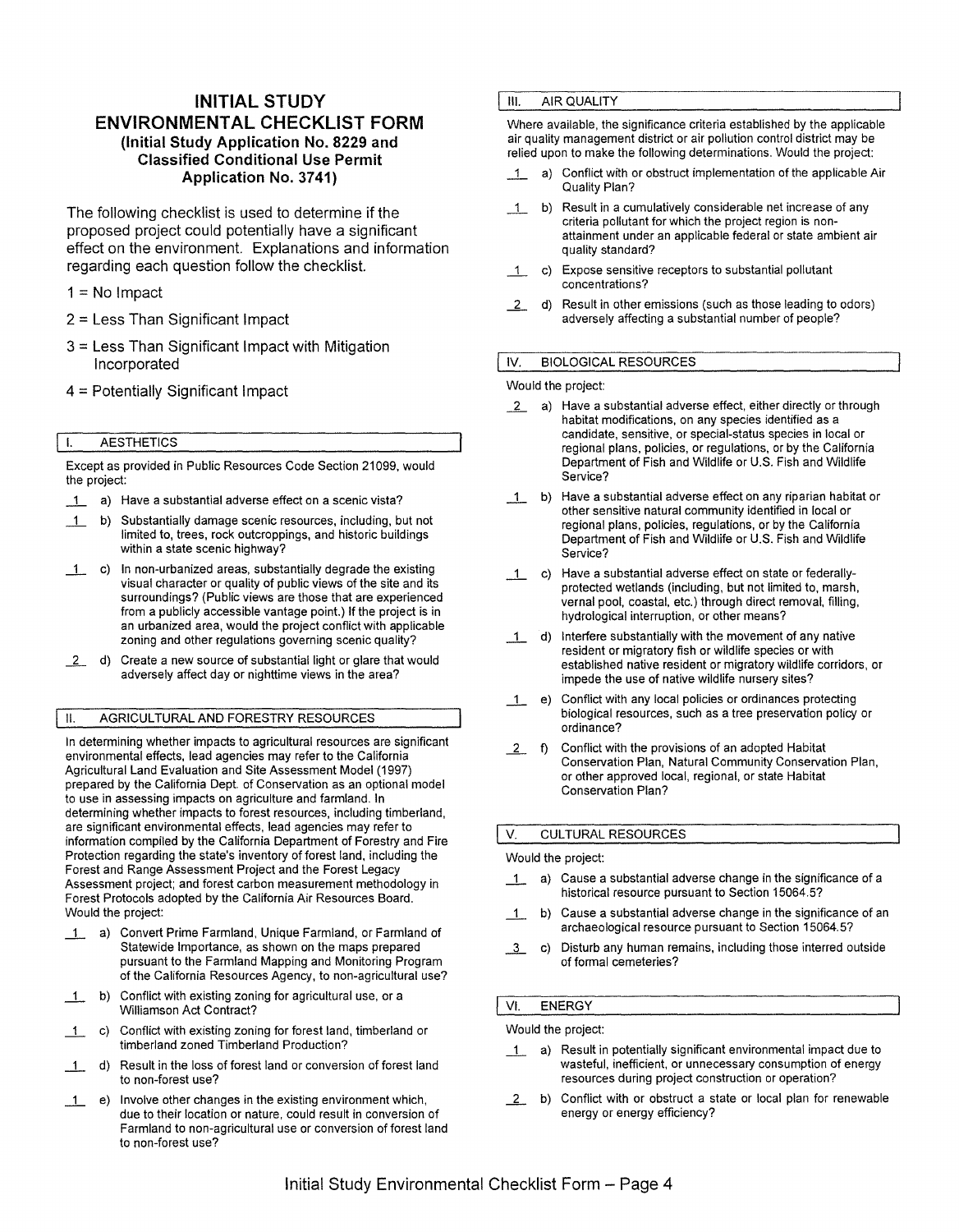# INITIAL STUDY ENVIRONMENTAL CHECKLIST FORM

**(Initial Study Application No. 8229 and Classified Conditional Use Permit Application No. 3741)**

The following checklist is used to determine if the proposed project could potentially have a significant effect on the environment. Explanations and information regarding each question follow the checklist.

1 = No Impact

2 = Less Than Significant Impact

3 = Less Than Significant Impact with Mitigation Incorporated

4 = Potentially Significant Impact

## I. AESTHETICS

Except as provided in Public Resources Code Section 21099, would the project:

__1__ a) Have a substantial adverse effect on a scenic vista?

__1__ b) Substantially damage scenic resources, including, but not limited to, trees, rock outcroppings, and historic buildings within a state scenic highway?

__1__ c) In non-urbanized areas, substantially degrade the existing visual character or quality of public views of the site and its surroundings? (Public views are those that are experienced from a publicly accessible vantage point.) If the project is in an urbanized area, would the project conflict with applicable zoning and other regulations governing scenic quality?

__2__ d) Create a new source of substantial light or glare that would adversely affect day or nighttime views in the area?

## II. AGRICULTURAL AND FORESTRY RESOURCES

In determining whether impacts to agricultural resources are significant environmental effects, lead agencies may refer to the California Agricultural Land Evaluation and Site Assessment Model (1997) prepared by the California Dept. of Conservation as an optional model to use in assessing impacts on agriculture and farmland. In determining whether impacts to forest resources, including timberland, are significant environmental effects, lead agencies may refer to information compiled by the California Department of Forestry and Fire Protection regarding the state's inventory of forest land, including the Forest and Range Assessment Project and the Forest Legacy Assessment project; and forest carbon measurement methodology in Forest Protocols adopted by the California Air Resources Board. Would the project:

__1__ a) Convert Prime Farmland, Unique Farmland, or Farmland of Statewide Importance, as shown on the maps prepared pursuant to the Farmland Mapping and Monitoring Program of the California Resources Agency, to non-agricultural use?

__1__ b) Conflict with existing zoning for agricultural use, or a Williamson Act Contract?

__1__ c) Conflict with existing zoning for forest land, timberland or timberland zoned Timberland Production?

__1__ d) Result in the loss of forest land or conversion of forest land to non-forest use?

__1__ e) Involve other changes in the existing environment which, due to their location or nature, could result in conversion of Farmland to non-agricultural use or conversion of forest land to non-forest use?

## III. AIR QUALITY

Where available, the significance criteria established by the applicable air quality management district or air pollution control district may be relied upon to make the following determinations. Would the project:

__1__ a) Conflict with or obstruct implementation of the applicable Air Quality Plan?

__1__ b) Result in a cumulatively considerable net increase of any criteria pollutant for which the project region is non-attainment under an applicable federal or state ambient air quality standard?

__1__ c) Expose sensitive receptors to substantial pollutant concentrations?

__2__ d) Result in other emissions (such as those leading to odors) adversely affecting a substantial number of people?

## IV. BIOLOGICAL RESOURCES

Would the project:

__2__ a) Have a substantial adverse effect, either directly or through habitat modifications, on any species identified as a candidate, sensitive, or special-status species in local or regional plans, policies, or regulations, or by the California Department of Fish and Wildlife or U.S. Fish and Wildlife Service?

__1__ b) Have a substantial adverse effect on any riparian habitat or other sensitive natural community identified in local or regional plans, policies, regulations, or by the California Department of Fish and Wildlife or U.S. Fish and Wildlife Service?

__1__ c) Have a substantial adverse effect on state or federally-protected wetlands (including, but not limited to, marsh, vernal pool, coastal, etc.) through direct removal, filling, hydrological interruption, or other means?

__1__ d) Interfere substantially with the movement of any native resident or migratory fish or wildlife species or with established native resident or migratory wildlife corridors, or impede the use of native wildlife nursery sites?

__1__ e) Conflict with any local policies or ordinances protecting biological resources, such as a tree preservation policy or ordinance?

__2__ f) Conflict with the provisions of an adopted Habitat Conservation Plan, Natural Community Conservation Plan, or other approved local, regional, or state Habitat Conservation Plan?

## V. CULTURAL RESOURCES

Would the project:

__1__ a) Cause a substantial adverse change in the significance of a historical resource pursuant to Section 15064.5?

__1__ b) Cause a substantial adverse change in the significance of an archaeological resource pursuant to Section 15064.5?

__3__ c) Disturb any human remains, including those interred outside of formal cemeteries?

## VI. ENERGY

Would the project:

__1__ a) Result in potentially significant environmental impact due to wasteful, inefficient, or unnecessary consumption of energy resources during project construction or operation?

__2__ b) Conflict with or obstruct a state or local plan for renewable energy or energy efficiency?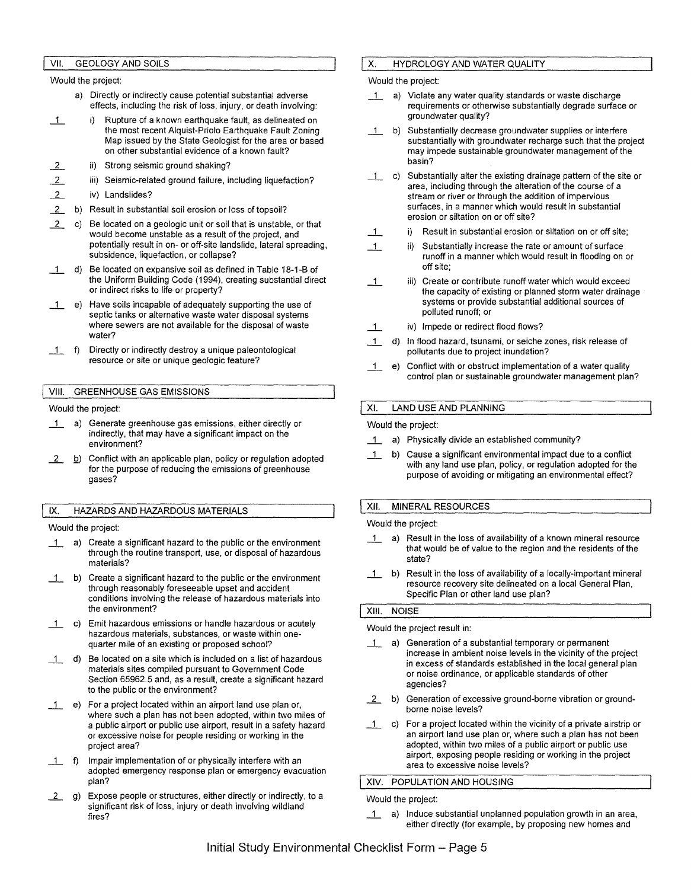## VII. GEOLOGY AND SOILS

Would the project:

a) Directly or indirectly cause potential substantial adverse effects, including the risk of loss, injury, or death involving:

- 1 — i) Rupture of a known earthquake fault, as delineated on the most recent Alquist-Priolo Earthquake Fault Zoning Map issued by the State Geologist for the area or based on other substantial evidence of a known fault?
- 2 — ii) Strong seismic ground shaking?
- 2 — iii) Seismic-related ground failure, including liquefaction?
- 2 — iv) Landslides?

- 2 — b) Result in substantial soil erosion or loss of topsoil?
- 2 — c) Be located on a geologic unit or soil that is unstable, or that would become unstable as a result of the project, and potentially result in on- or off-site landslide, lateral spreading, subsidence, liquefaction, or collapse?
- 1 — d) Be located on expansive soil as defined in Table 18-1-B of the Uniform Building Code (1994), creating substantial direct or indirect risks to life or property?
- 1 — e) Have soils incapable of adequately supporting the use of septic tanks or alternative waste water disposal systems where sewers are not available for the disposal of waste water?
- 1 — f) Directly or indirectly destroy a unique paleontological resource or site or unique geologic feature?

## VIII. GREENHOUSE GAS EMISSIONS

Would the project:

- 1 — a) Generate greenhouse gas emissions, either directly or indirectly, that may have a significant impact on the environment?
- 2 — b) Conflict with an applicable plan, policy or regulation adopted for the purpose of reducing the emissions of greenhouse gases?

## IX. HAZARDS AND HAZARDOUS MATERIALS

Would the project:

- 1 — a) Create a significant hazard to the public or the environment through the routine transport, use, or disposal of hazardous materials?
- 1 — b) Create a significant hazard to the public or the environment through reasonably foreseeable upset and accident conditions involving the release of hazardous materials into the environment?
- 1 — c) Emit hazardous emissions or handle hazardous or acutely hazardous materials, substances, or waste within one-quarter mile of an existing or proposed school?
- 1 — d) Be located on a site which is included on a list of hazardous materials sites compiled pursuant to Government Code Section 65962.5 and, as a result, create a significant hazard to the public or the environment?
- 1 — e) For a project located within an airport land use plan or, where such a plan has not been adopted, within two miles of a public airport or public use airport, result in a safety hazard or excessive noise for people residing or working in the project area?
- 1 — f) Impair implementation of or physically interfere with an adopted emergency response plan or emergency evacuation plan?
- 2 — g) Expose people or structures, either directly or indirectly, to a significant risk of loss, injury or death involving wildland fires?

## X. HYDROLOGY AND WATER QUALITY

Would the project:

- 1 — a) Violate any water quality standards or waste discharge requirements or otherwise substantially degrade surface or groundwater quality?
- 1 — b) Substantially decrease groundwater supplies or interfere substantially with groundwater recharge such that the project may impede sustainable groundwater management of the basin?
- 1 — c) Substantially alter the existing drainage pattern of the site or area, including through the alteration of the course of a stream or river or through the addition of impervious surfaces, in a manner which would result in substantial erosion or siltation on or off site?
  - 1 — i) Result in substantial erosion or siltation on or off site;
  - 1 — ii) Substantially increase the rate or amount of surface runoff in a manner which would result in flooding on or off site;
  - 1 — iii) Create or contribute runoff water which would exceed the capacity of existing or planned storm water drainage systems or provide substantial additional sources of polluted runoff; or
  - 1 — iv) Impede or redirect flood flows?
- 1 — d) In flood hazard, tsunami, or seiche zones, risk release of pollutants due to project inundation?
- 1 — e) Conflict with or obstruct implementation of a water quality control plan or sustainable groundwater management plan?

## XI. LAND USE AND PLANNING

Would the project:

- 1 — a) Physically divide an established community?
- 1 — b) Cause a significant environmental impact due to a conflict with any land use plan, policy, or regulation adopted for the purpose of avoiding or mitigating an environmental effect?

## XII. MINERAL RESOURCES

Would the project:

- 1 — a) Result in the loss of availability of a known mineral resource that would be of value to the region and the residents of the state?
- 1 — b) Result in the loss of availability of a locally-important mineral resource recovery site delineated on a local General Plan, Specific Plan or other land use plan?

## XIII. NOISE

Would the project result in:

- 1 — a) Generation of a substantial temporary or permanent increase in ambient noise levels in the vicinity of the project in excess of standards established in the local general plan or noise ordinance, or applicable standards of other agencies?
- 2 — b) Generation of excessive ground-borne vibration or ground-borne noise levels?
- 1 — c) For a project located within the vicinity of a private airstrip or an airport land use plan or, where such a plan has not been adopted, within two miles of a public airport or public use airport, exposing people residing or working in the project area to excessive noise levels?

## XIV. POPULATION AND HOUSING

Would the project:

- 1 — a) Induce substantial unplanned population growth in an area, either directly (for example, by proposing new homes and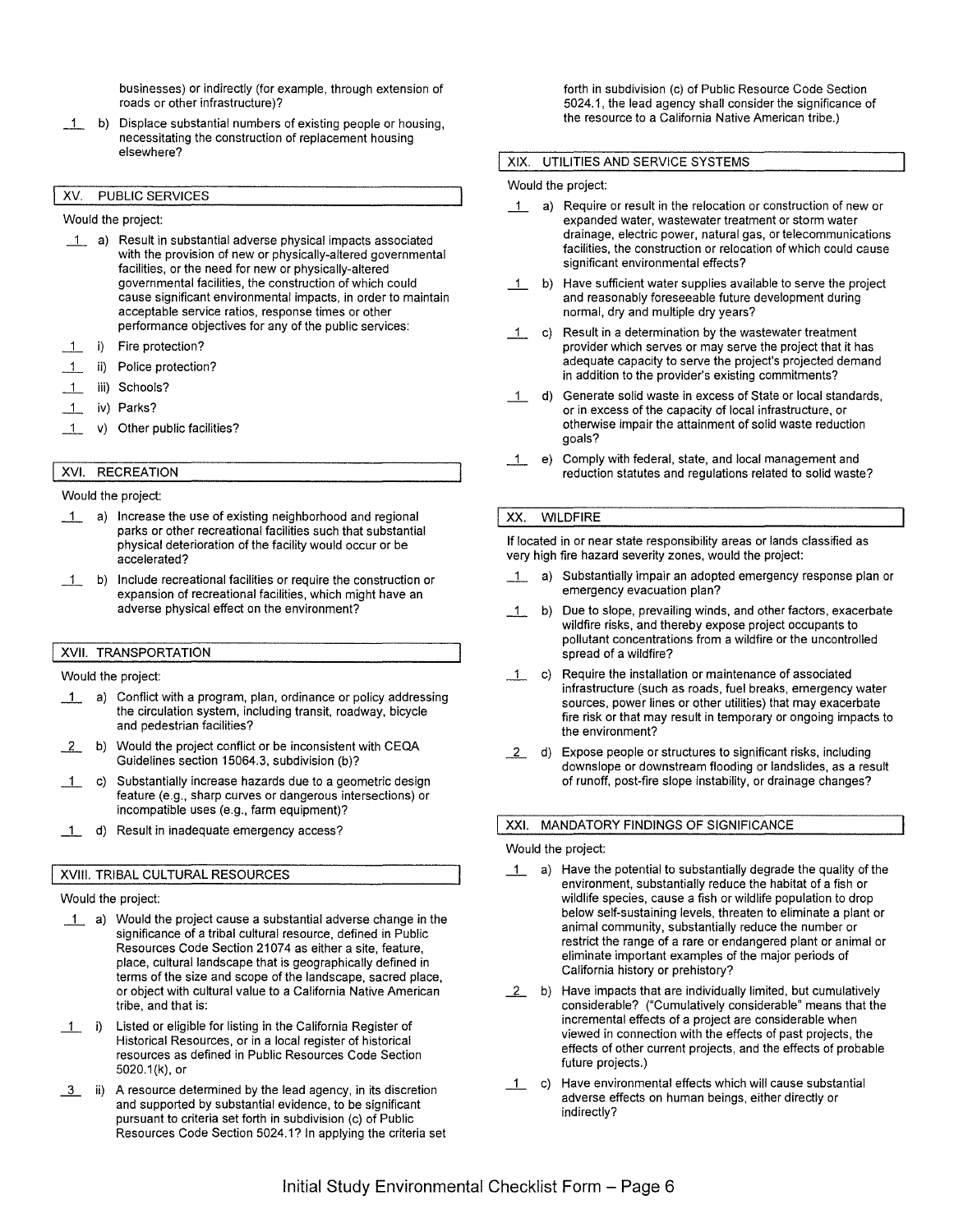businesses) or indirectly (for example, through extension of roads or other infrastructure)?

_1_ b) Displace substantial numbers of existing people or housing, necessitating the construction of replacement housing elsewhere?

## XV. PUBLIC SERVICES

Would the project:

_1_ a) Result in substantial adverse physical impacts associated with the provision of new or physically-altered governmental facilities, or the need for new or physically-altered governmental facilities, the construction of which could cause significant environmental impacts, in order to maintain acceptable service ratios, response times or other performance objectives for any of the public services:

_1_ i) Fire protection?

_1_ ii) Police protection?

_1_ iii) Schools?

_1_ iv) Parks?

_1_ v) Other public facilities?

## XVI. RECREATION

Would the project:

_1_ a) Increase the use of existing neighborhood and regional parks or other recreational facilities such that substantial physical deterioration of the facility would occur or be accelerated?

_1_ b) Include recreational facilities or require the construction or expansion of recreational facilities, which might have an adverse physical effect on the environment?

## XVII. TRANSPORTATION

Would the project:

_1_ a) Conflict with a program, plan, ordinance or policy addressing the circulation system, including transit, roadway, bicycle and pedestrian facilities?

_2_ b) Would the project conflict or be inconsistent with CEQA Guidelines section 15064.3, subdivision (b)?

_1_ c) Substantially increase hazards due to a geometric design feature (e.g., sharp curves or dangerous intersections) or incompatible uses (e.g., farm equipment)?

_1_ d) Result in inadequate emergency access?

## XVIII. TRIBAL CULTURAL RESOURCES

Would the project:

_1_ a) Would the project cause a substantial adverse change in the significance of a tribal cultural resource, defined in Public Resources Code Section 21074 as either a site, feature, place, cultural landscape that is geographically defined in terms of the size and scope of the landscape, sacred place, or object with cultural value to a California Native American tribe, and that is:

_1_ i) Listed or eligible for listing in the California Register of Historical Resources, or in a local register of historical resources as defined in Public Resources Code Section 5020.1(k), or

_3_ ii) A resource determined by the lead agency, in its discretion and supported by substantial evidence, to be significant pursuant to criteria set forth in subdivision (c) of Public Resources Code Section 5024.1? In applying the criteria set forth in subdivision (c) of Public Resource Code Section 5024.1, the lead agency shall consider the significance of the resource to a California Native American tribe.)

## XIX. UTILITIES AND SERVICE SYSTEMS

Would the project:

_1_ a) Require or result in the relocation or construction of new or expanded water, wastewater treatment or storm water drainage, electric power, natural gas, or telecommunications facilities, the construction or relocation of which could cause significant environmental effects?

_1_ b) Have sufficient water supplies available to serve the project and reasonably foreseeable future development during normal, dry and multiple dry years?

_1_ c) Result in a determination by the wastewater treatment provider which serves or may serve the project that it has adequate capacity to serve the project's projected demand in addition to the provider's existing commitments?

_1_ d) Generate solid waste in excess of State or local standards, or in excess of the capacity of local infrastructure, or otherwise impair the attainment of solid waste reduction goals?

_1_ e) Comply with federal, state, and local management and reduction statutes and regulations related to solid waste?

## XX. WILDFIRE

If located in or near state responsibility areas or lands classified as very high fire hazard severity zones, would the project:

_1_ a) Substantially impair an adopted emergency response plan or emergency evacuation plan?

_1_ b) Due to slope, prevailing winds, and other factors, exacerbate wildfire risks, and thereby expose project occupants to pollutant concentrations from a wildfire or the uncontrolled spread of a wildfire?

_1_ c) Require the installation or maintenance of associated infrastructure (such as roads, fuel breaks, emergency water sources, power lines or other utilities) that may exacerbate fire risk or that may result in temporary or ongoing impacts to the environment?

_2_ d) Expose people or structures to significant risks, including downslope or downstream flooding or landslides, as a result of runoff, post-fire slope instability, or drainage changes?

## XXI. MANDATORY FINDINGS OF SIGNIFICANCE

Would the project:

_1_ a) Have the potential to substantially degrade the quality of the environment, substantially reduce the habitat of a fish or wildlife species, cause a fish or wildlife population to drop below self-sustaining levels, threaten to eliminate a plant or animal community, substantially reduce the number or restrict the range of a rare or endangered plant or animal or eliminate important examples of the major periods of California history or prehistory?

_2_ b) Have impacts that are individually limited, but cumulatively considerable? ("Cumulatively considerable" means that the incremental effects of a project are considerable when viewed in connection with the effects of past projects, the effects of other current projects, and the effects of probable future projects.)

_1_ c) Have environmental effects which will cause substantial adverse effects on human beings, either directly or indirectly?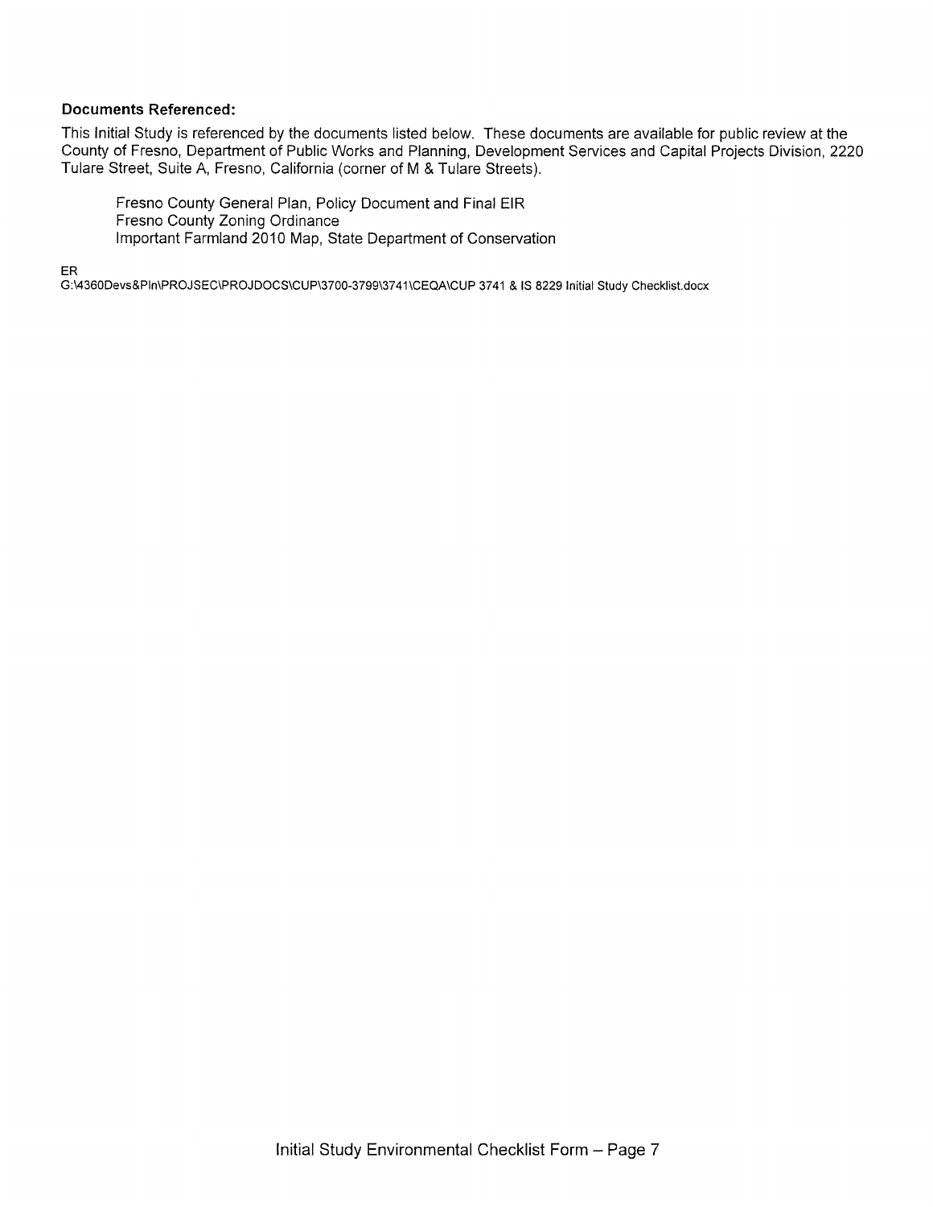**Documents Referenced:**

This Initial Study is referenced by the documents listed below. These documents are available for public review at the County of Fresno, Department of Public Works and Planning, Development Services and Capital Projects Division, 2220 Tulare Street, Suite A, Fresno, California (corner of M & Tulare Streets).

Fresno County General Plan, Policy Document and Final EIR
Fresno County Zoning Ordinance
Important Farmland 2010 Map, State Department of Conservation

ER
G:\4360Devs&Pln\PROJSEC\PROJDOCS\CUP\3700-3799\3741\CEQA\CUP 3741 & IS 8229 Initial Study Checklist.docx